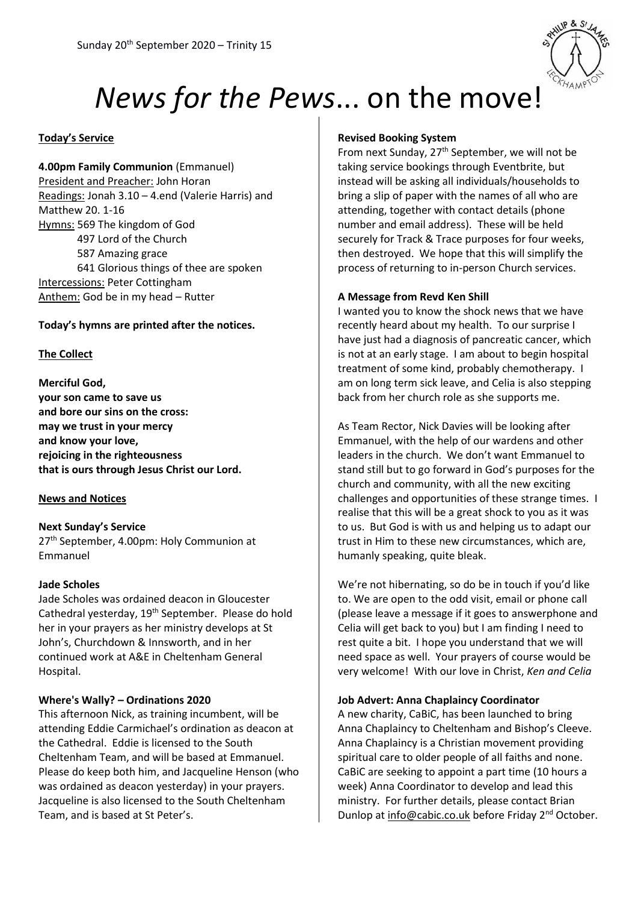Sunday 20th September 2020 – Trinity 15

# *News for the Pews*... on the move!

**Today's Service**

**4.00pm Family Communion** (Emmanuel)
President and Preacher: John Horan
Readings: Jonah 3.10 – 4.end (Valerie Harris) and Matthew 20. 1-16
Hymns: 569 The kingdom of God
497 Lord of the Church
587 Amazing grace
641 Glorious things of thee are spoken
Intercessions: Peter Cottingham
Anthem: God be in my head – Rutter

**Today's hymns are printed after the notices.**

**The Collect**

**Merciful God,
your son came to save us
and bore our sins on the cross:
may we trust in your mercy
and know your love,
rejoicing in the righteousness
that is ours through Jesus Christ our Lord.**

**News and Notices**

**Next Sunday's Service**
27th September, 4.00pm: Holy Communion at Emmanuel

**Jade Scholes**
Jade Scholes was ordained deacon in Gloucester Cathedral yesterday, 19th September. Please do hold her in your prayers as her ministry develops at St John's, Churchdown & Innsworth, and in her continued work at A&E in Cheltenham General Hospital.

**Where's Wally? – Ordinations 2020**
This afternoon Nick, as training incumbent, will be attending Eddie Carmichael's ordination as deacon at the Cathedral. Eddie is licensed to the South Cheltenham Team, and will be based at Emmanuel. Please do keep both him, and Jacqueline Henson (who was ordained as deacon yesterday) in your prayers. Jacqueline is also licensed to the South Cheltenham Team, and is based at St Peter's.

**Revised Booking System**
From next Sunday, 27th September, we will not be taking service bookings through Eventbrite, but instead will be asking all individuals/households to bring a slip of paper with the names of all who are attending, together with contact details (phone number and email address). These will be held securely for Track & Trace purposes for four weeks, then destroyed. We hope that this will simplify the process of returning to in-person Church services.

**A Message from Revd Ken Shill**
I wanted you to know the shock news that we have recently heard about my health. To our surprise I have just had a diagnosis of pancreatic cancer, which is not at an early stage. I am about to begin hospital treatment of some kind, probably chemotherapy. I am on long term sick leave, and Celia is also stepping back from her church role as she supports me.

As Team Rector, Nick Davies will be looking after Emmanuel, with the help of our wardens and other leaders in the church. We don't want Emmanuel to stand still but to go forward in God's purposes for the church and community, with all the new exciting challenges and opportunities of these strange times. I realise that this will be a great shock to you as it was to us. But God is with us and helping us to adapt our trust in Him to these new circumstances, which are, humanly speaking, quite bleak.

We're not hibernating, so do be in touch if you'd like to. We are open to the odd visit, email or phone call (please leave a message if it goes to answerphone and Celia will get back to you) but I am finding I need to rest quite a bit. I hope you understand that we will need space as well. Your prayers of course would be very welcome! With our love in Christ, *Ken and Celia*

**Job Advert: Anna Chaplaincy Coordinator**
A new charity, CaBiC, has been launched to bring Anna Chaplaincy to Cheltenham and Bishop's Cleeve. Anna Chaplaincy is a Christian movement providing spiritual care to older people of all faiths and none. CaBiC are seeking to appoint a part time (10 hours a week) Anna Coordinator to develop and lead this ministry. For further details, please contact Brian Dunlop at info@cabic.co.uk before Friday 2nd October.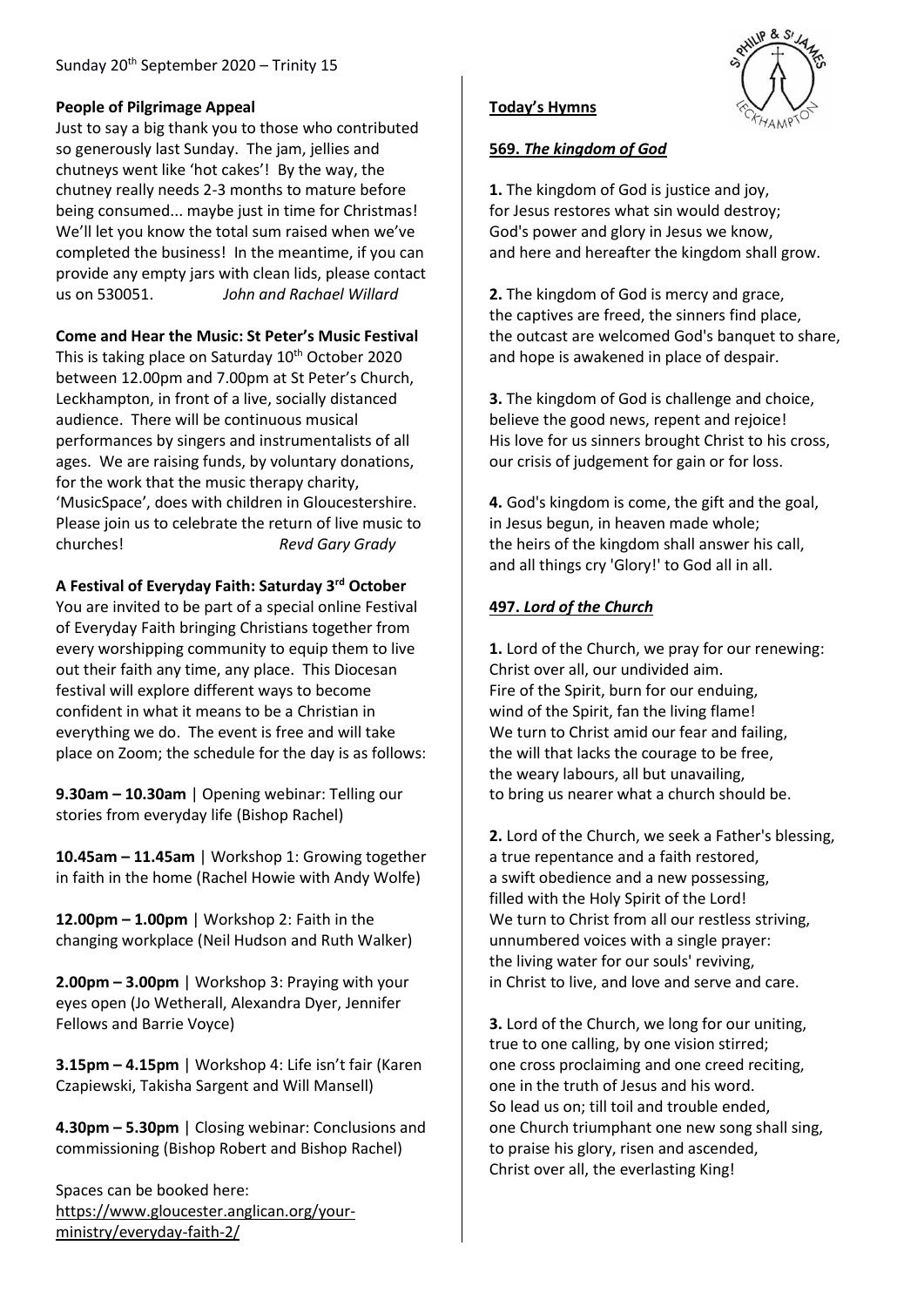Sunday 20th September 2020 – Trinity 15

**People of Pilgrimage Appeal**

Just to say a big thank you to those who contributed so generously last Sunday. The jam, jellies and chutneys went like 'hot cakes'! By the way, the chutney really needs 2-3 months to mature before being consumed... maybe just in time for Christmas! We'll let you know the total sum raised when we've completed the business! In the meantime, if you can provide any empty jars with clean lids, please contact us on 530051. *John and Rachael Willard*

**Come and Hear the Music: St Peter's Music Festival**

This is taking place on Saturday 10th October 2020 between 12.00pm and 7.00pm at St Peter's Church, Leckhampton, in front of a live, socially distanced audience. There will be continuous musical performances by singers and instrumentalists of all ages. We are raising funds, by voluntary donations, for the work that the music therapy charity, 'MusicSpace', does with children in Gloucestershire. Please join us to celebrate the return of live music to churches! *Revd Gary Grady*

**A Festival of Everyday Faith: Saturday 3rd October**

You are invited to be part of a special online Festival of Everyday Faith bringing Christians together from every worshipping community to equip them to live out their faith any time, any place. This Diocesan festival will explore different ways to become confident in what it means to be a Christian in everything we do. The event is free and will take place on Zoom; the schedule for the day is as follows:

**9.30am – 10.30am** | Opening webinar: Telling our stories from everyday life (Bishop Rachel)

**10.45am – 11.45am** | Workshop 1: Growing together in faith in the home (Rachel Howie with Andy Wolfe)

**12.00pm – 1.00pm** | Workshop 2: Faith in the changing workplace (Neil Hudson and Ruth Walker)

**2.00pm – 3.00pm** | Workshop 3: Praying with your eyes open (Jo Wetherall, Alexandra Dyer, Jennifer Fellows and Barrie Voyce)

**3.15pm – 4.15pm** | Workshop 4: Life isn't fair (Karen Czapiewski, Takisha Sargent and Will Mansell)

**4.30pm – 5.30pm** | Closing webinar: Conclusions and commissioning (Bishop Robert and Bishop Rachel)

Spaces can be booked here: https://www.gloucester.anglican.org/your-ministry/everyday-faith-2/

**Today's Hymns**

**569. *The kingdom of God***

**1.** The kingdom of God is justice and joy,
for Jesus restores what sin would destroy;
God's power and glory in Jesus we know,
and here and hereafter the kingdom shall grow.

**2.** The kingdom of God is mercy and grace,
the captives are freed, the sinners find place,
the outcast are welcomed God's banquet to share,
and hope is awakened in place of despair.

**3.** The kingdom of God is challenge and choice,
believe the good news, repent and rejoice!
His love for us sinners brought Christ to his cross,
our crisis of judgement for gain or for loss.

**4.** God's kingdom is come, the gift and the goal,
in Jesus begun, in heaven made whole;
the heirs of the kingdom shall answer his call,
and all things cry 'Glory!' to God all in all.

**497. *Lord of the Church***

**1.** Lord of the Church, we pray for our renewing:
Christ over all, our undivided aim.
Fire of the Spirit, burn for our enduing,
wind of the Spirit, fan the living flame!
We turn to Christ amid our fear and failing,
the will that lacks the courage to be free,
the weary labours, all but unavailing,
to bring us nearer what a church should be.

**2.** Lord of the Church, we seek a Father's blessing,
a true repentance and a faith restored,
a swift obedience and a new possessing,
filled with the Holy Spirit of the Lord!
We turn to Christ from all our restless striving,
unnumbered voices with a single prayer:
the living water for our souls' reviving,
in Christ to live, and love and serve and care.

**3.** Lord of the Church, we long for our uniting,
true to one calling, by one vision stirred;
one cross proclaiming and one creed reciting,
one in the truth of Jesus and his word.
So lead us on; till toil and trouble ended,
one Church triumphant one new song shall sing,
to praise his glory, risen and ascended,
Christ over all, the everlasting King!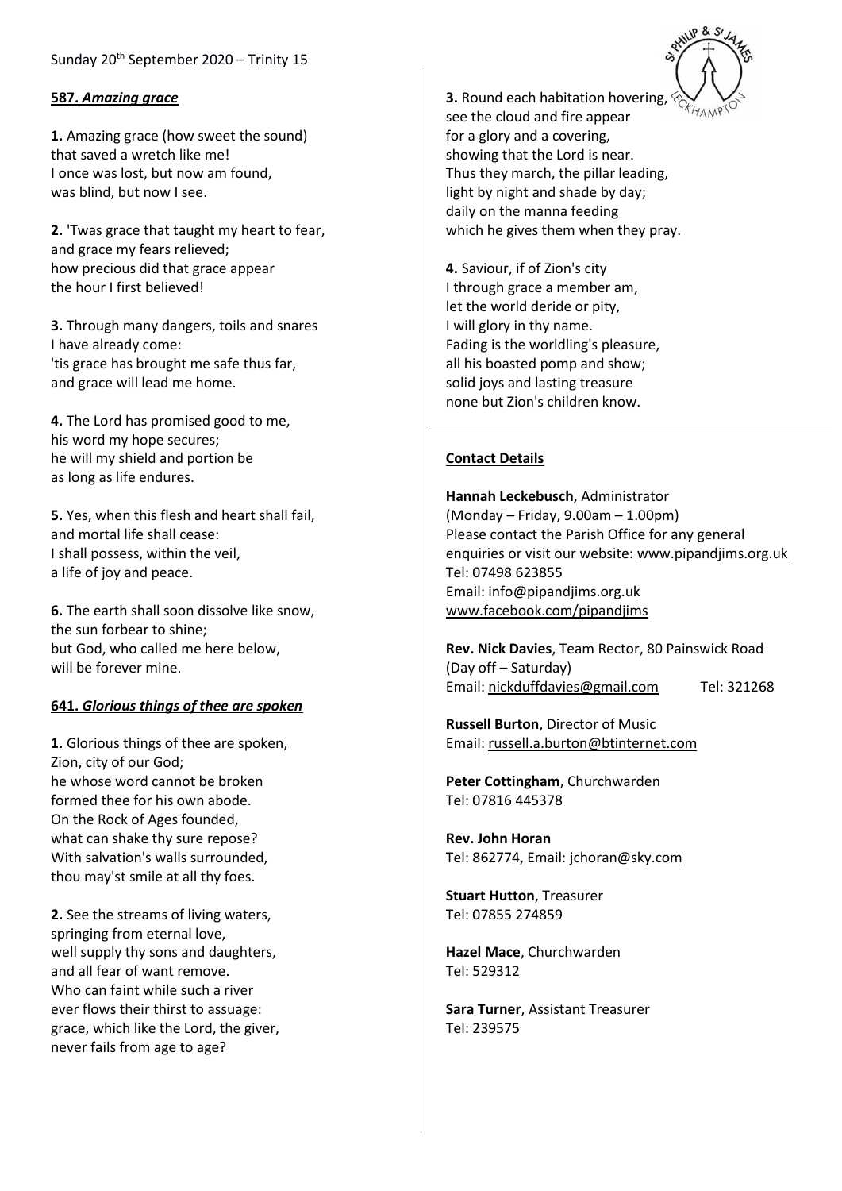Sunday 20th September 2020 – Trinity 15

**587. *Amazing grace***

**1.** Amazing grace (how sweet the sound)
that saved a wretch like me!
I once was lost, but now am found,
was blind, but now I see.

**2.** 'Twas grace that taught my heart to fear,
and grace my fears relieved;
how precious did that grace appear
the hour I first believed!

**3.** Through many dangers, toils and snares
I have already come:
'tis grace has brought me safe thus far,
and grace will lead me home.

**4.** The Lord has promised good to me,
his word my hope secures;
he will my shield and portion be
as long as life endures.

**5.** Yes, when this flesh and heart shall fail,
and mortal life shall cease:
I shall possess, within the veil,
a life of joy and peace.

**6.** The earth shall soon dissolve like snow,
the sun forbear to shine;
but God, who called me here below,
will be forever mine.

**641. *Glorious things of thee are spoken***

**1.** Glorious things of thee are spoken,
Zion, city of our God;
he whose word cannot be broken
formed thee for his own abode.
On the Rock of Ages founded,
what can shake thy sure repose?
With salvation's walls surrounded,
thou may'st smile at all thy foes.

**2.** See the streams of living waters,
springing from eternal love,
well supply thy sons and daughters,
and all fear of want remove.
Who can faint while such a river
ever flows their thirst to assuage:
grace, which like the Lord, the giver,
never fails from age to age?

**3.** Round each habitation hovering,
see the cloud and fire appear
for a glory and a covering,
showing that the Lord is near.
Thus they march, the pillar leading,
light by night and shade by day;
daily on the manna feeding
which he gives them when they pray.

**4.** Saviour, if of Zion's city
I through grace a member am,
let the world deride or pity,
I will glory in thy name.
Fading is the worldling's pleasure,
all his boasted pomp and show;
solid joys and lasting treasure
none but Zion's children know.

**Contact Details**

**Hannah Leckebusch**, Administrator
(Monday – Friday, 9.00am – 1.00pm)
Please contact the Parish Office for any general enquiries or visit our website: www.pipandjims.org.uk
Tel: 07498 623855
Email: info@pipandjims.org.uk
www.facebook.com/pipandjims

**Rev. Nick Davies**, Team Rector, 80 Painswick Road
(Day off – Saturday)
Email: nickduffdavies@gmail.com Tel: 321268

**Russell Burton**, Director of Music
Email: russell.a.burton@btinternet.com

**Peter Cottingham**, Churchwarden
Tel: 07816 445378

**Rev. John Horan**
Tel: 862774, Email: jchoran@sky.com

**Stuart Hutton**, Treasurer
Tel: 07855 274859

**Hazel Mace**, Churchwarden
Tel: 529312

**Sara Turner**, Assistant Treasurer
Tel: 239575